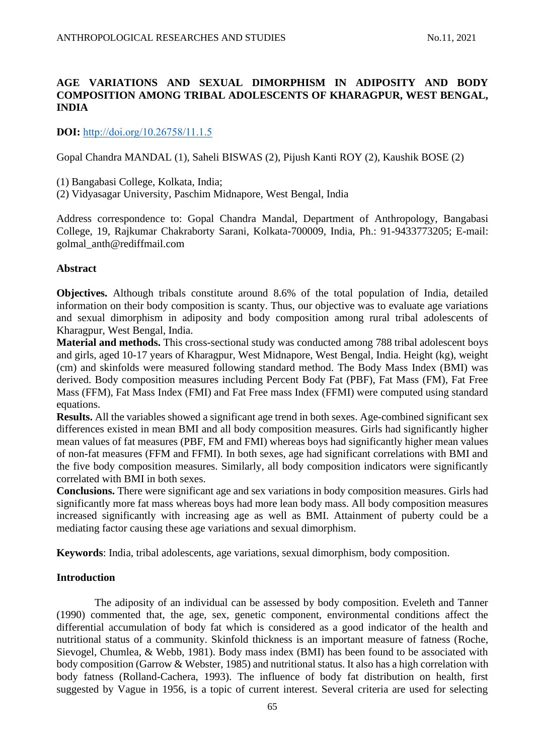# AGE VARIATIONS AND SEXUAL DIMORPHISM IN ADIPOSITY AND BODY COMPOSITION AMONG TRIBAL ADOLESCENTS OF KHARAGPUR, WEST BENGAL, INDIA

**DOI:** http://doi.org/10.26758/11.1.5

Gopal Chandra MANDAL (1), Saheli BISWAS (2), Pijush Kanti ROY (2), Kaushik BOSE (2)

(1) Bangabasi College, Kolkata, India;
(2) Vidyasagar University, Paschim Midnapore, West Bengal, India

Address correspondence to: Gopal Chandra Mandal, Department of Anthropology, Bangabasi College, 19, Rajkumar Chakraborty Sarani, Kolkata-700009, India, Ph.: 91-9433773205; E-mail: golmal_anth@rediffmail.com

## Abstract

**Objectives.** Although tribals constitute around 8.6% of the total population of India, detailed information on their body composition is scanty. Thus, our objective was to evaluate age variations and sexual dimorphism in adiposity and body composition among rural tribal adolescents of Kharagpur, West Bengal, India.

**Material and methods.** This cross-sectional study was conducted among 788 tribal adolescent boys and girls, aged 10-17 years of Kharagpur, West Midnapore, West Bengal, India. Height (kg), weight (cm) and skinfolds were measured following standard method. The Body Mass Index (BMI) was derived. Body composition measures including Percent Body Fat (PBF), Fat Mass (FM), Fat Free Mass (FFM), Fat Mass Index (FMI) and Fat Free mass Index (FFMI) were computed using standard equations.

**Results.** All the variables showed a significant age trend in both sexes. Age-combined significant sex differences existed in mean BMI and all body composition measures. Girls had significantly higher mean values of fat measures (PBF, FM and FMI) whereas boys had significantly higher mean values of non-fat measures (FFM and FFMI). In both sexes, age had significant correlations with BMI and the five body composition measures. Similarly, all body composition indicators were significantly correlated with BMI in both sexes.

**Conclusions.** There were significant age and sex variations in body composition measures. Girls had significantly more fat mass whereas boys had more lean body mass. All body composition measures increased significantly with increasing age as well as BMI. Attainment of puberty could be a mediating factor causing these age variations and sexual dimorphism.

**Keywords**: India, tribal adolescents, age variations, sexual dimorphism, body composition.

## Introduction

The adiposity of an individual can be assessed by body composition. Eveleth and Tanner (1990) commented that, the age, sex, genetic component, environmental conditions affect the differential accumulation of body fat which is considered as a good indicator of the health and nutritional status of a community. Skinfold thickness is an important measure of fatness (Roche, Sievogel, Chumlea, & Webb, 1981). Body mass index (BMI) has been found to be associated with body composition (Garrow & Webster, 1985) and nutritional status. It also has a high correlation with body fatness (Rolland-Cachera, 1993). The influence of body fat distribution on health, first suggested by Vague in 1956, is a topic of current interest. Several criteria are used for selecting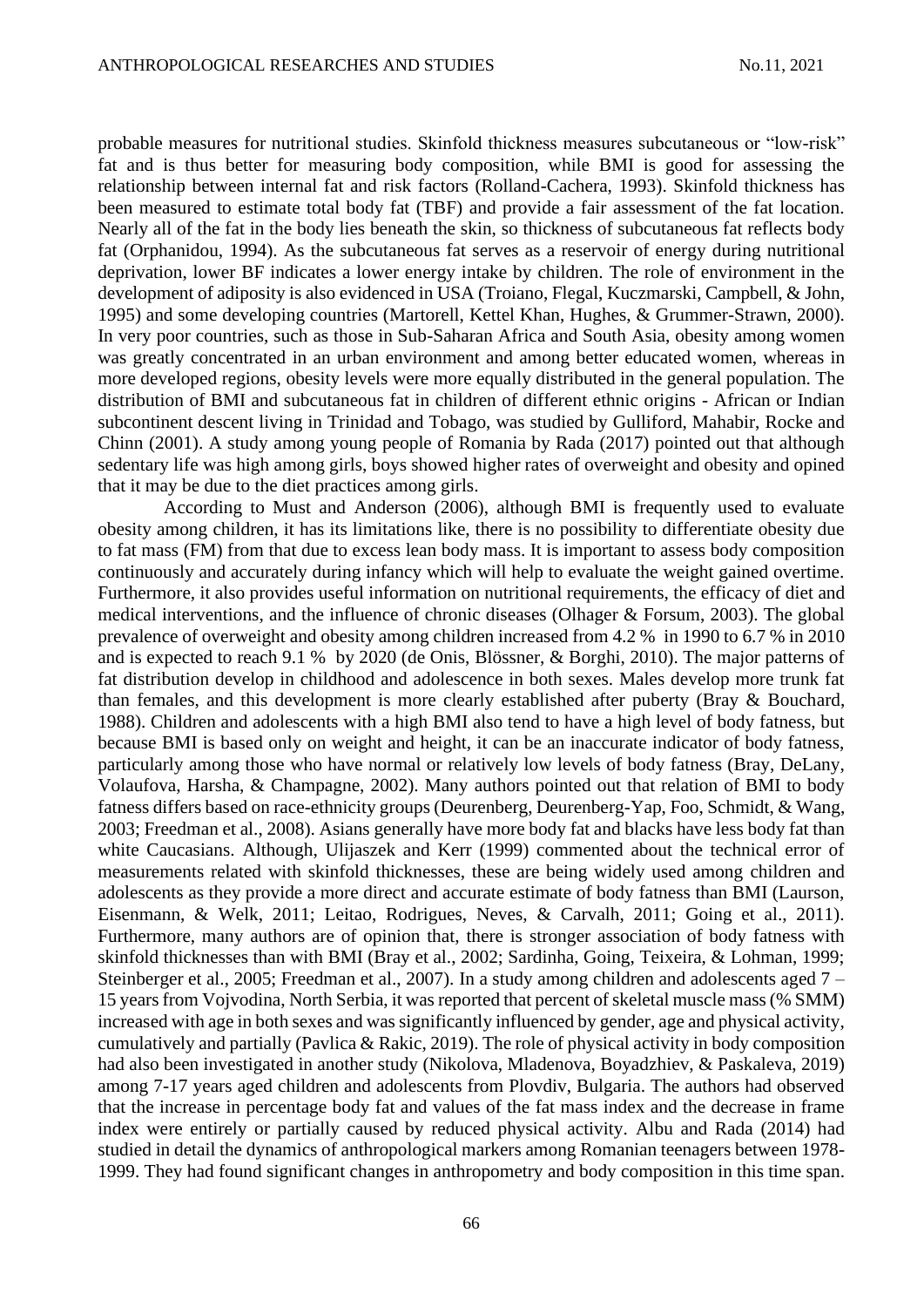probable measures for nutritional studies. Skinfold thickness measures subcutaneous or "low-risk" fat and is thus better for measuring body composition, while BMI is good for assessing the relationship between internal fat and risk factors (Rolland-Cachera, 1993). Skinfold thickness has been measured to estimate total body fat (TBF) and provide a fair assessment of the fat location. Nearly all of the fat in the body lies beneath the skin, so thickness of subcutaneous fat reflects body fat (Orphanidou, 1994). As the subcutaneous fat serves as a reservoir of energy during nutritional deprivation, lower BF indicates a lower energy intake by children. The role of environment in the development of adiposity is also evidenced in USA (Troiano, Flegal, Kuczmarski, Campbell, & John, 1995) and some developing countries (Martorell, Kettel Khan, Hughes, & Grummer-Strawn, 2000). In very poor countries, such as those in Sub-Saharan Africa and South Asia, obesity among women was greatly concentrated in an urban environment and among better educated women, whereas in more developed regions, obesity levels were more equally distributed in the general population. The distribution of BMI and subcutaneous fat in children of different ethnic origins - African or Indian subcontinent descent living in Trinidad and Tobago, was studied by Gulliford, Mahabir, Rocke and Chinn (2001). A study among young people of Romania by Rada (2017) pointed out that although sedentary life was high among girls, boys showed higher rates of overweight and obesity and opined that it may be due to the diet practices among girls.

According to Must and Anderson (2006), although BMI is frequently used to evaluate obesity among children, it has its limitations like, there is no possibility to differentiate obesity due to fat mass (FM) from that due to excess lean body mass. It is important to assess body composition continuously and accurately during infancy which will help to evaluate the weight gained overtime. Furthermore, it also provides useful information on nutritional requirements, the efficacy of diet and medical interventions, and the influence of chronic diseases (Olhager & Forsum, 2003). The global prevalence of overweight and obesity among children increased from 4.2 % in 1990 to 6.7 % in 2010 and is expected to reach 9.1 % by 2020 (de Onis, Blössner, & Borghi, 2010). The major patterns of fat distribution develop in childhood and adolescence in both sexes. Males develop more trunk fat than females, and this development is more clearly established after puberty (Bray & Bouchard, 1988). Children and adolescents with a high BMI also tend to have a high level of body fatness, but because BMI is based only on weight and height, it can be an inaccurate indicator of body fatness, particularly among those who have normal or relatively low levels of body fatness (Bray, DeLany, Volaufova, Harsha, & Champagne, 2002). Many authors pointed out that relation of BMI to body fatness differs based on race-ethnicity groups (Deurenberg, Deurenberg-Yap, Foo, Schmidt, & Wang, 2003; Freedman et al., 2008). Asians generally have more body fat and blacks have less body fat than white Caucasians. Although, Ulijaszek and Kerr (1999) commented about the technical error of measurements related with skinfold thicknesses, these are being widely used among children and adolescents as they provide a more direct and accurate estimate of body fatness than BMI (Laurson, Eisenmann, & Welk, 2011; Leitao, Rodrigues, Neves, & Carvalh, 2011; Going et al., 2011). Furthermore, many authors are of opinion that, there is stronger association of body fatness with skinfold thicknesses than with BMI (Bray et al., 2002; Sardinha, Going, Teixeira, & Lohman, 1999; Steinberger et al., 2005; Freedman et al., 2007). In a study among children and adolescents aged 7 – 15 years from Vojvodina, North Serbia, it was reported that percent of skeletal muscle mass (% SMM) increased with age in both sexes and was significantly influenced by gender, age and physical activity, cumulatively and partially (Pavlica & Rakic, 2019). The role of physical activity in body composition had also been investigated in another study (Nikolova, Mladenova, Boyadzhiev, & Paskaleva, 2019) among 7-17 years aged children and adolescents from Plovdiv, Bulgaria. The authors had observed that the increase in percentage body fat and values of the fat mass index and the decrease in frame index were entirely or partially caused by reduced physical activity. Albu and Rada (2014) had studied in detail the dynamics of anthropological markers among Romanian teenagers between 1978-1999. They had found significant changes in anthropometry and body composition in this time span.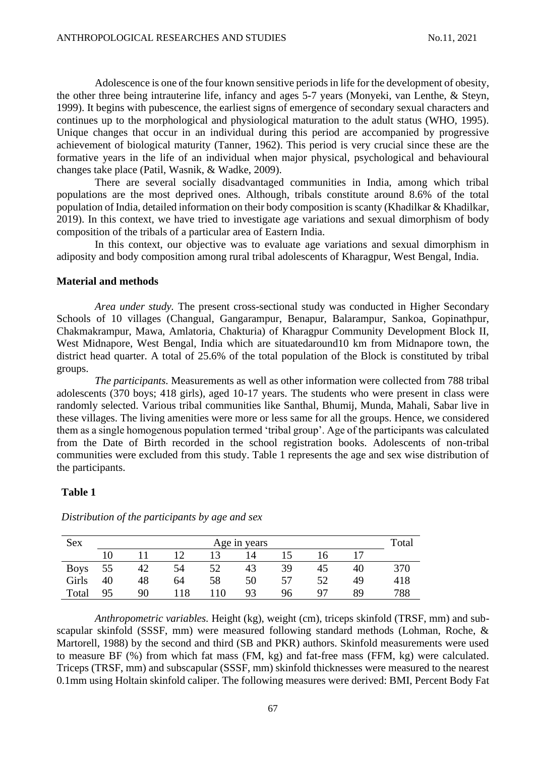Adolescence is one of the four known sensitive periods in life for the development of obesity, the other three being intrauterine life, infancy and ages 5-7 years (Monyeki, van Lenthe, & Steyn, 1999). It begins with pubescence, the earliest signs of emergence of secondary sexual characters and continues up to the morphological and physiological maturation to the adult status (WHO, 1995). Unique changes that occur in an individual during this period are accompanied by progressive achievement of biological maturity (Tanner, 1962). This period is very crucial since these are the formative years in the life of an individual when major physical, psychological and behavioural changes take place (Patil, Wasnik, & Wadke, 2009).

There are several socially disadvantaged communities in India, among which tribal populations are the most deprived ones. Although, tribals constitute around 8.6% of the total population of India, detailed information on their body composition is scanty (Khadilkar & Khadilkar, 2019). In this context, we have tried to investigate age variations and sexual dimorphism of body composition of the tribals of a particular area of Eastern India.

In this context, our objective was to evaluate age variations and sexual dimorphism in adiposity and body composition among rural tribal adolescents of Kharagpur, West Bengal, India.

## Material and methods

*Area under study.* The present cross-sectional study was conducted in Higher Secondary Schools of 10 villages (Changual, Gangarampur, Benapur, Balarampur, Sankoa, Gopinathpur, Chakmakrampur, Mawa, Amlatoria, Chakturia) of Kharagpur Community Development Block II, West Midnapore, West Bengal, India which are situatedaround10 km from Midnapore town, the district head quarter. A total of 25.6% of the total population of the Block is constituted by tribal groups.

*The participants.* Measurements as well as other information were collected from 788 tribal adolescents (370 boys; 418 girls), aged 10-17 years. The students who were present in class were randomly selected. Various tribal communities like Santhal, Bhumij, Munda, Mahali, Sabar live in these villages. The living amenities were more or less same for all the groups. Hence, we considered them as a single homogenous population termed 'tribal group'. Age of the participants was calculated from the Date of Birth recorded in the school registration books. Adolescents of non-tribal communities were excluded from this study. Table 1 represents the age and sex wise distribution of the participants.

**Table 1**

*Distribution of the participants by age and sex*

| Sex | Age in years | | | | | | | | Total |
|---|---|---|---|---|---|---|---|---|---|
| | 10 | 11 | 12 | 13 | 14 | 15 | 16 | 17 | |
| Boys | 55 | 42 | 54 | 52 | 43 | 39 | 45 | 40 | 370 |
| Girls | 40 | 48 | 64 | 58 | 50 | 57 | 52 | 49 | 418 |
| Total | 95 | 90 | 118 | 110 | 93 | 96 | 97 | 89 | 788 |

*Anthropometric variables.* Height (kg), weight (cm), triceps skinfold (TRSF, mm) and sub-scapular skinfold (SSSF, mm) were measured following standard methods (Lohman, Roche, & Martorell, 1988) by the second and third (SB and PKR) authors. Skinfold measurements were used to measure BF (%) from which fat mass (FM, kg) and fat-free mass (FFM, kg) were calculated. Triceps (TRSF, mm) and subscapular (SSSF, mm) skinfold thicknesses were measured to the nearest 0.1mm using Holtain skinfold caliper. The following measures were derived: BMI, Percent Body Fat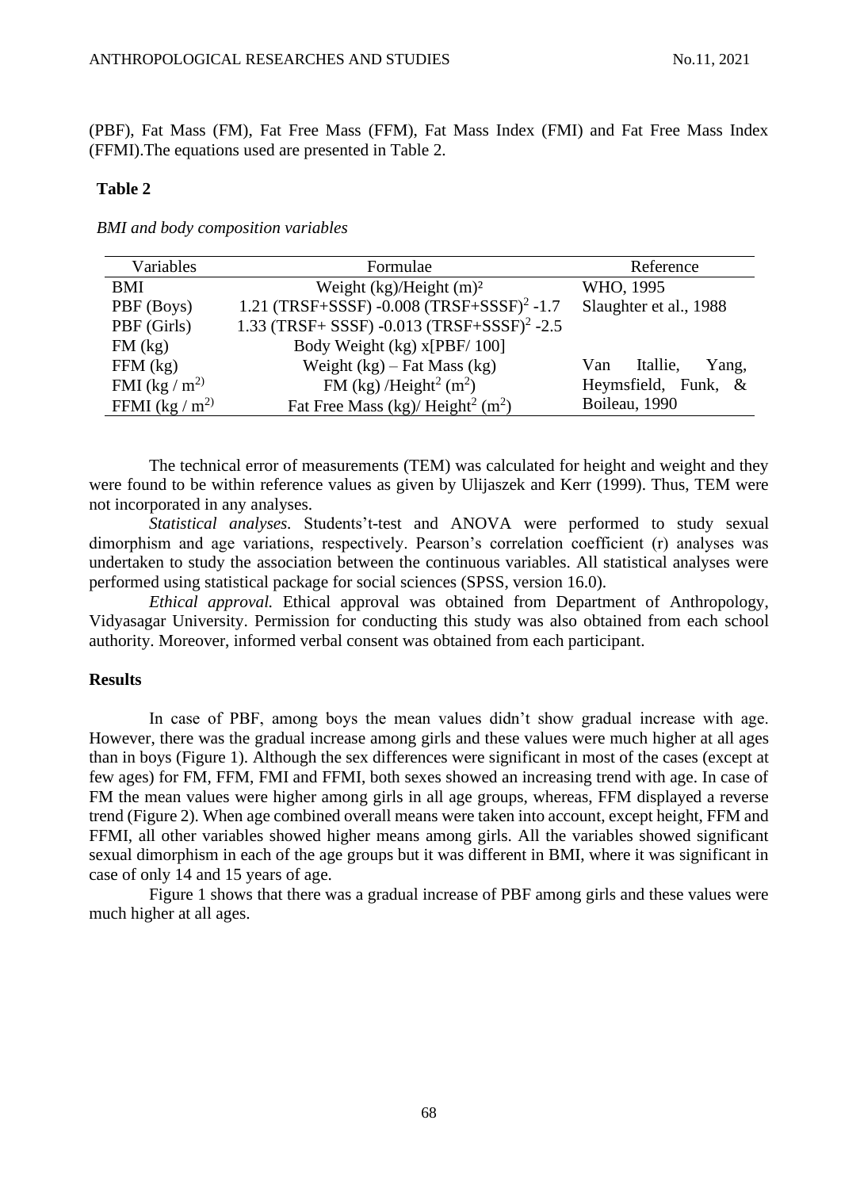(PBF), Fat Mass (FM), Fat Free Mass (FFM), Fat Mass Index (FMI) and Fat Free Mass Index (FFMI).The equations used are presented in Table 2.

**Table 2**

*BMI and body composition variables*

| Variables | Formulae | Reference |
|---|---|---|
| BMI | Weight (kg)/Height $(m)^2$ | WHO, 1995 |
| PBF (Boys) | 1.21 (TRSF+SSSF) -0.008 $(TRSF+SSSF)^2$ -1.7 | Slaughter et al., 1988 |
| PBF (Girls) | 1.33 (TRSF+ SSSF) -0.013 $(TRSF+SSSF)^2$ -2.5 | |
| FM (kg) | Body Weight (kg) x[PBF/ 100] | |
| FFM (kg) | Weight (kg) – Fat Mass (kg) | Van Itallie, Yang, Heymsfield, Funk, & Boileau, 1990 |
| FMI (kg / $m^2$) | FM (kg) /$Height^2$ ($m^2$) | |
| FFMI (kg / $m^2$) | Fat Free Mass (kg)/ $Height^2$ ($m^2$) | |

The technical error of measurements (TEM) was calculated for height and weight and they were found to be within reference values as given by Ulijaszek and Kerr (1999). Thus, TEM were not incorporated in any analyses.

*Statistical analyses.* Students't-test and ANOVA were performed to study sexual dimorphism and age variations, respectively. Pearson's correlation coefficient (r) analyses was undertaken to study the association between the continuous variables. All statistical analyses were performed using statistical package for social sciences (SPSS, version 16.0).

*Ethical approval.* Ethical approval was obtained from Department of Anthropology, Vidyasagar University. Permission for conducting this study was also obtained from each school authority. Moreover, informed verbal consent was obtained from each participant.

## Results

In case of PBF, among boys the mean values didn't show gradual increase with age. However, there was the gradual increase among girls and these values were much higher at all ages than in boys (Figure 1). Although the sex differences were significant in most of the cases (except at few ages) for FM, FFM, FMI and FFMI, both sexes showed an increasing trend with age. In case of FM the mean values were higher among girls in all age groups, whereas, FFM displayed a reverse trend (Figure 2). When age combined overall means were taken into account, except height, FFM and FFMI, all other variables showed higher means among girls. All the variables showed significant sexual dimorphism in each of the age groups but it was different in BMI, where it was significant in case of only 14 and 15 years of age.

Figure 1 shows that there was a gradual increase of PBF among girls and these values were much higher at all ages.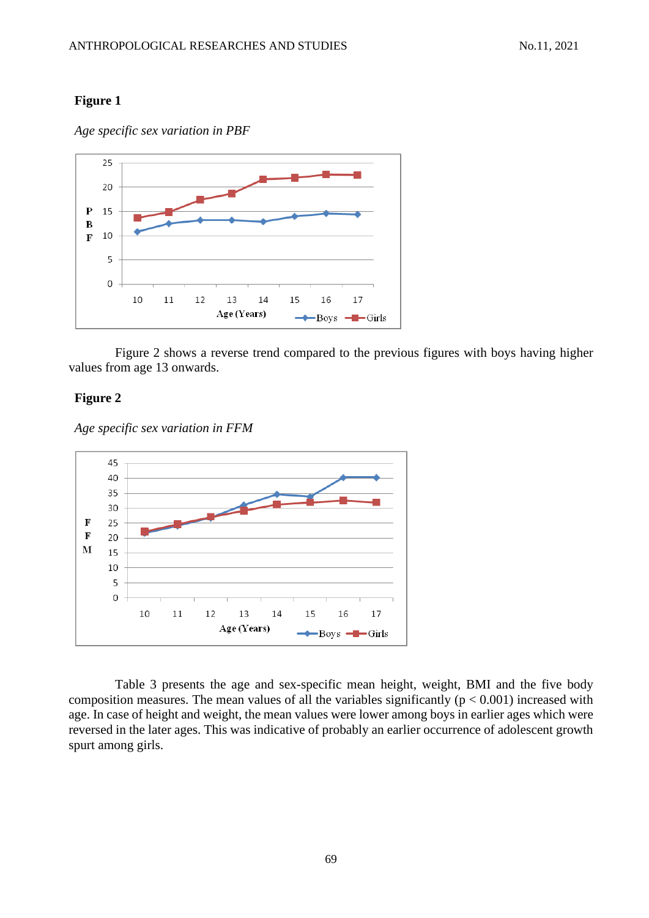**Figure 1**

*Age specific sex variation in PBF*

Figure 2 shows a reverse trend compared to the previous figures with boys having higher values from age 13 onwards.

**Figure 2**

*Age specific sex variation in FFM*

Table 3 presents the age and sex-specific mean height, weight, BMI and the five body composition measures. The mean values of all the variables significantly ($p < 0.001$) increased with age. In case of height and weight, the mean values were lower among boys in earlier ages which were reversed in the later ages. This was indicative of probably an earlier occurrence of adolescent growth spurt among girls.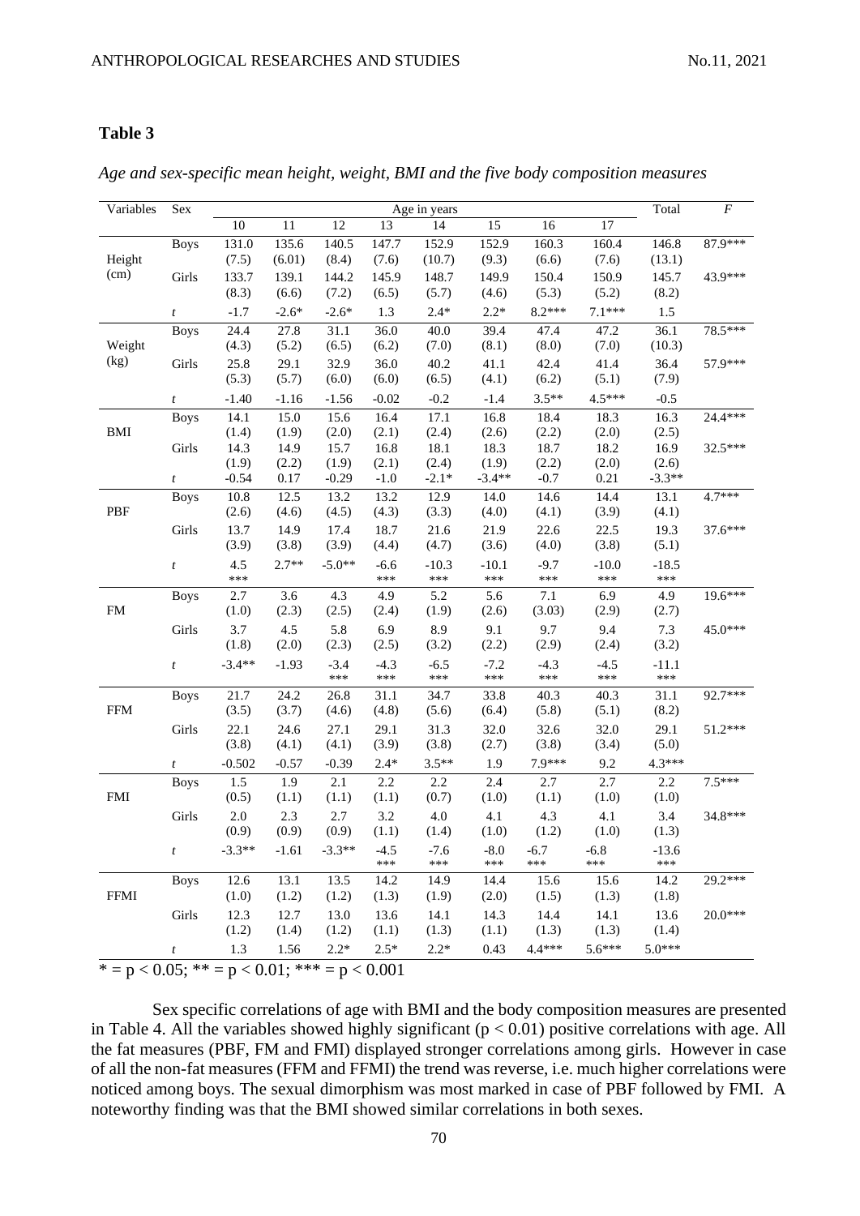**Table 3**

*Age and sex-specific mean height, weight, BMI and the five body composition measures*

| Variables | Sex | Age in years | | | | | | | | Total | *F* |
|---|---|---|---|---|---|---|---|---|---|---|---|
| | | 10 | 11 | 12 | 13 | 14 | 15 | 16 | 17 | | |
| Height (cm) | Boys | 131.0 (7.5) | 135.6 (6.01) | 140.5 (8.4) | 147.7 (7.6) | 152.9 (10.7) | 152.9 (9.3) | 160.3 (6.6) | 160.4 (7.6) | 146.8 (13.1) | 87.9*** |
| | Girls | 133.7 (8.3) | 139.1 (6.6) | 144.2 (7.2) | 145.9 (6.5) | 148.7 (5.7) | 149.9 (4.6) | 150.4 (5.3) | 150.9 (5.2) | 145.7 (8.2) | 43.9*** |
| | *t* | -1.7 | -2.6* | -2.6* | 1.3 | 2.4* | 2.2* | 8.2*** | 7.1*** | 1.5 | |
| Weight (kg) | Boys | 24.4 (4.3) | 27.8 (5.2) | 31.1 (6.5) | 36.0 (6.2) | 40.0 (7.0) | 39.4 (8.1) | 47.4 (8.0) | 47.2 (7.0) | 36.1 (10.3) | 78.5*** |
| | Girls | 25.8 (5.3) | 29.1 (5.7) | 32.9 (6.0) | 36.0 (6.0) | 40.2 (6.5) | 41.1 (4.1) | 42.4 (6.2) | 41.4 (5.1) | 36.4 (7.9) | 57.9*** |
| | *t* | -1.40 | -1.16 | -1.56 | -0.02 | -0.2 | -1.4 | 3.5** | 4.5*** | -0.5 | |
| BMI | Boys | 14.1 (1.4) | 15.0 (1.9) | 15.6 (2.0) | 16.4 (2.1) | 17.1 (2.4) | 16.8 (2.6) | 18.4 (2.2) | 18.3 (2.0) | 16.3 (2.5) | 24.4*** |
| | Girls | 14.3 (1.9) | 14.9 (2.2) | 15.7 (1.9) | 16.8 (2.1) | 18.1 (2.4) | 18.3 (1.9) | 18.7 (2.2) | 18.2 (2.0) | 16.9 (2.6) | 32.5*** |
| | *t* | -0.54 | 0.17 | -0.29 | -1.0 | -2.1* | -3.4** | -0.7 | 0.21 | -3.3** | |
| PBF | Boys | 10.8 (2.6) | 12.5 (4.6) | 13.2 (4.5) | 13.2 (4.3) | 12.9 (3.3) | 14.0 (4.0) | 14.6 (4.1) | 14.4 (3.9) | 13.1 (4.1) | 4.7*** |
| | Girls | 13.7 (3.9) | 14.9 (3.8) | 17.4 (3.9) | 18.7 (4.4) | 21.6 (4.7) | 21.9 (3.6) | 22.6 (4.0) | 22.5 (3.8) | 19.3 (5.1) | 37.6*** |
| | *t* | 4.5 *** | 2.7** | -5.0** | -6.6 *** | -10.3 *** | -10.1 *** | -9.7 *** | -10.0 *** | -18.5 *** | |
| FM | Boys | 2.7 (1.0) | 3.6 (2.3) | 4.3 (2.5) | 4.9 (2.4) | 5.2 (1.9) | 5.6 (2.6) | 7.1 (3.03) | 6.9 (2.9) | 4.9 (2.7) | 19.6*** |
| | Girls | 3.7 (1.8) | 4.5 (2.0) | 5.8 (2.3) | 6.9 (2.5) | 8.9 (3.2) | 9.1 (2.2) | 9.7 (2.9) | 9.4 (2.4) | 7.3 (3.2) | 45.0*** |
| | *t* | -3.4** | -1.93 | -3.4 *** | -4.3 *** | -6.5 *** | -7.2 *** | -4.3 *** | -4.5 *** | -11.1 *** | |
| FFM | Boys | 21.7 (3.5) | 24.2 (3.7) | 26.8 (4.6) | 31.1 (4.8) | 34.7 (5.6) | 33.8 (6.4) | 40.3 (5.8) | 40.3 (5.1) | 31.1 (8.2) | 92.7*** |
| | Girls | 22.1 (3.8) | 24.6 (4.1) | 27.1 (4.1) | 29.1 (3.9) | 31.3 (3.8) | 32.0 (2.7) | 32.6 (3.8) | 32.0 (3.4) | 29.1 (5.0) | 51.2*** |
| | *t* | -0.502 | -0.57 | -0.39 | 2.4* | 3.5** | 1.9 | 7.9*** | 9.2 | 4.3*** | |
| FMI | Boys | 1.5 (0.5) | 1.9 (1.1) | 2.1 (1.1) | 2.2 (1.1) | 2.2 (0.7) | 2.4 (1.0) | 2.7 (1.1) | 2.7 (1.0) | 2.2 (1.0) | 7.5*** |
| | Girls | 2.0 (0.9) | 2.3 (0.9) | 2.7 (0.9) | 3.2 (1.1) | 4.0 (1.4) | 4.1 (1.0) | 4.3 (1.2) | 4.1 (1.0) | 3.4 (1.3) | 34.8*** |
| | *t* | -3.3** | -1.61 | -3.3** | -4.5 *** | -7.6 *** | -8.0 *** | -6.7 *** | -6.8 *** | -13.6 *** | |
| FFMI | Boys | 12.6 (1.0) | 13.1 (1.2) | 13.5 (1.2) | 14.2 (1.3) | 14.9 (1.9) | 14.4 (2.0) | 15.6 (1.5) | 15.6 (1.3) | 14.2 (1.8) | 29.2*** |
| | Girls | 12.3 (1.2) | 12.7 (1.4) | 13.0 (1.2) | 13.6 (1.1) | 14.1 (1.3) | 14.3 (1.1) | 14.4 (1.3) | 14.1 (1.3) | 13.6 (1.4) | 20.0*** |
| | *t* | 1.3 | 1.56 | 2.2* | 2.5* | 2.2* | 0.43 | 4.4*** | 5.6*** | 5.0*** | |

* = $p < 0.05$; ** = $p < 0.01$; *** = $p < 0.001$

Sex specific correlations of age with BMI and the body composition measures are presented in Table 4. All the variables showed highly significant ($p < 0.01$) positive correlations with age. All the fat measures (PBF, FM and FMI) displayed stronger correlations among girls. However in case of all the non-fat measures (FFM and FFMI) the trend was reverse, i.e. much higher correlations were noticed among boys. The sexual dimorphism was most marked in case of PBF followed by FMI. A noteworthy finding was that the BMI showed similar correlations in both sexes.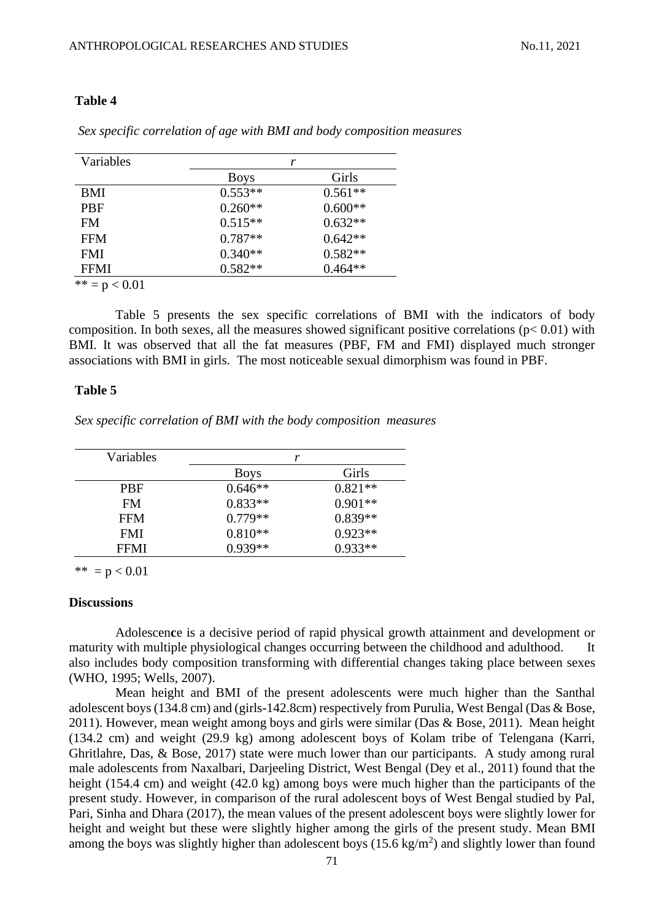**Table 4**

*Sex specific correlation of age with BMI and body composition measures*

| Variables | *r* | |
|---|---|---|
| | Boys | Girls |
| BMI | 0.553** | 0.561** |
| PBF | 0.260** | 0.600** |
| FM | 0.515** | 0.632** |
| FFM | 0.787** | 0.642** |
| FMI | 0.340** | 0.582** |
| FFMI | 0.582** | 0.464** |

** = $p < 0.01$

Table 5 presents the sex specific correlations of BMI with the indicators of body composition. In both sexes, all the measures showed significant positive correlations ($p < 0.01$) with BMI. It was observed that all the fat measures (PBF, FM and FMI) displayed much stronger associations with BMI in girls. The most noticeable sexual dimorphism was found in PBF.

**Table 5**

*Sex specific correlation of BMI with the body composition measures*

| Variables | *r* | |
|---|---|---|
| | Boys | Girls |
| PBF | 0.646** | 0.821** |
| FM | 0.833** | 0.901** |
| FFM | 0.779** | 0.839** |
| FMI | 0.810** | 0.923** |
| FFMI | 0.939** | 0.933** |

** = $p < 0.01$

## Discussions

Adolescence is a decisive period of rapid physical growth attainment and development or maturity with multiple physiological changes occurring between the childhood and adulthood. It also includes body composition transforming with differential changes taking place between sexes (WHO, 1995; Wells, 2007).

Mean height and BMI of the present adolescents were much higher than the Santhal adolescent boys (134.8 cm) and (girls-142.8cm) respectively from Purulia, West Bengal (Das & Bose, 2011). However, mean weight among boys and girls were similar (Das & Bose, 2011). Mean height (134.2 cm) and weight (29.9 kg) among adolescent boys of Kolam tribe of Telengana (Karri, Ghritlahre, Das, & Bose, 2017) state were much lower than our participants. A study among rural male adolescents from Naxalbari, Darjeeling District, West Bengal (Dey et al., 2011) found that the height (154.4 cm) and weight (42.0 kg) among boys were much higher than the participants of the present study. However, in comparison of the rural adolescent boys of West Bengal studied by Pal, Pari, Sinha and Dhara (2017), the mean values of the present adolescent boys were slightly lower for height and weight but these were slightly higher among the girls of the present study. Mean BMI among the boys was slightly higher than adolescent boys (15.6 kg/m$^2$) and slightly lower than found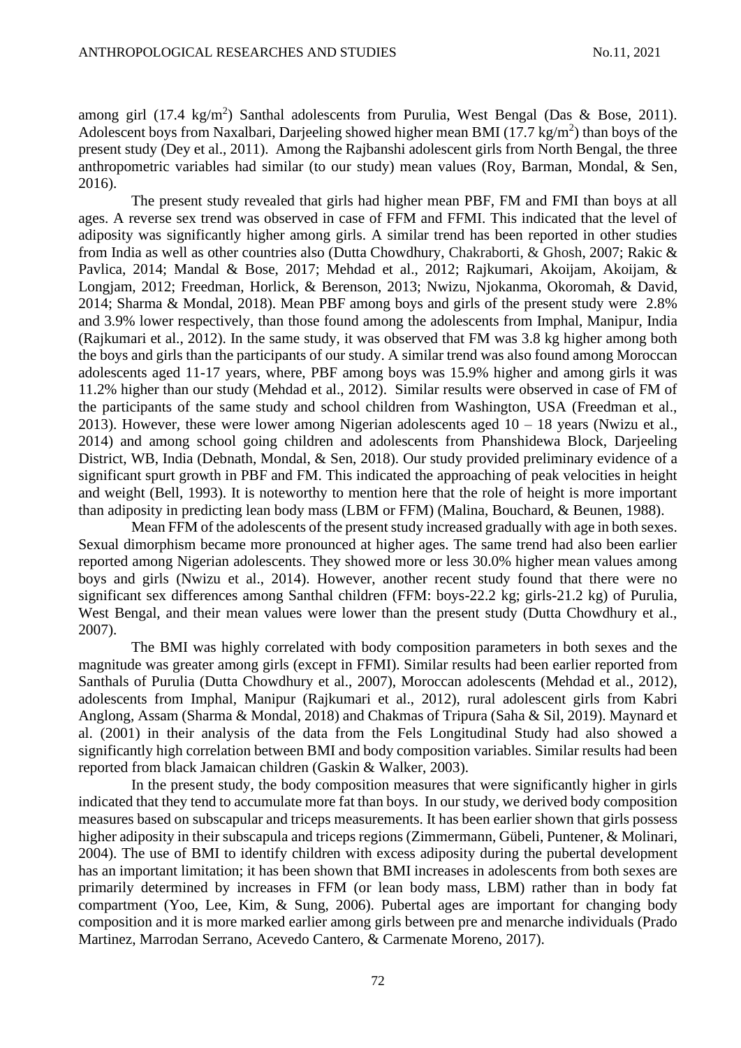among girl (17.4 $kg/m^2$) Santhal adolescents from Purulia, West Bengal (Das & Bose, 2011). Adolescent boys from Naxalbari, Darjeeling showed higher mean BMI (17.7 $kg/m^2$) than boys of the present study (Dey et al., 2011). Among the Rajbanshi adolescent girls from North Bengal, the three anthropometric variables had similar (to our study) mean values (Roy, Barman, Mondal, & Sen, 2016).

The present study revealed that girls had higher mean PBF, FM and FMI than boys at all ages. A reverse sex trend was observed in case of FFM and FFMI. This indicated that the level of adiposity was significantly higher among girls. A similar trend has been reported in other studies from India as well as other countries also (Dutta Chowdhury, Chakraborti, & Ghosh, 2007; Rakic & Pavlica, 2014; Mandal & Bose, 2017; Mehdad et al., 2012; Rajkumari, Akoijam, Akoijam, & Longjam, 2012; Freedman, Horlick, & Berenson, 2013; Nwizu, Njokanma, Okoromah, & David, 2014; Sharma & Mondal, 2018). Mean PBF among boys and girls of the present study were 2.8% and 3.9% lower respectively, than those found among the adolescents from Imphal, Manipur, India (Rajkumari et al., 2012). In the same study, it was observed that FM was 3.8 kg higher among both the boys and girls than the participants of our study. A similar trend was also found among Moroccan adolescents aged 11-17 years, where, PBF among boys was 15.9% higher and among girls it was 11.2% higher than our study (Mehdad et al., 2012). Similar results were observed in case of FM of the participants of the same study and school children from Washington, USA (Freedman et al., 2013). However, these were lower among Nigerian adolescents aged 10 – 18 years (Nwizu et al., 2014) and among school going children and adolescents from Phanshidewa Block, Darjeeling District, WB, India (Debnath, Mondal, & Sen, 2018). Our study provided preliminary evidence of a significant spurt growth in PBF and FM. This indicated the approaching of peak velocities in height and weight (Bell, 1993). It is noteworthy to mention here that the role of height is more important than adiposity in predicting lean body mass (LBM or FFM) (Malina, Bouchard, & Beunen, 1988).

Mean FFM of the adolescents of the present study increased gradually with age in both sexes. Sexual dimorphism became more pronounced at higher ages. The same trend had also been earlier reported among Nigerian adolescents. They showed more or less 30.0% higher mean values among boys and girls (Nwizu et al., 2014). However, another recent study found that there were no significant sex differences among Santhal children (FFM: boys-22.2 kg; girls-21.2 kg) of Purulia, West Bengal, and their mean values were lower than the present study (Dutta Chowdhury et al., 2007).

The BMI was highly correlated with body composition parameters in both sexes and the magnitude was greater among girls (except in FFMI). Similar results had been earlier reported from Santhals of Purulia (Dutta Chowdhury et al., 2007), Moroccan adolescents (Mehdad et al., 2012), adolescents from Imphal, Manipur (Rajkumari et al., 2012), rural adolescent girls from Kabri Anglong, Assam (Sharma & Mondal, 2018) and Chakmas of Tripura (Saha & Sil, 2019). Maynard et al. (2001) in their analysis of the data from the Fels Longitudinal Study had also showed a significantly high correlation between BMI and body composition variables. Similar results had been reported from black Jamaican children (Gaskin & Walker, 2003).

In the present study, the body composition measures that were significantly higher in girls indicated that they tend to accumulate more fat than boys. In our study, we derived body composition measures based on subscapular and triceps measurements. It has been earlier shown that girls possess higher adiposity in their subscapula and triceps regions (Zimmermann, Gübeli, Puntener, & Molinari, 2004). The use of BMI to identify children with excess adiposity during the pubertal development has an important limitation; it has been shown that BMI increases in adolescents from both sexes are primarily determined by increases in FFM (or lean body mass, LBM) rather than in body fat compartment (Yoo, Lee, Kim, & Sung, 2006). Pubertal ages are important for changing body composition and it is more marked earlier among girls between pre and menarche individuals (Prado Martinez, Marrodan Serrano, Acevedo Cantero, & Carmenate Moreno, 2017).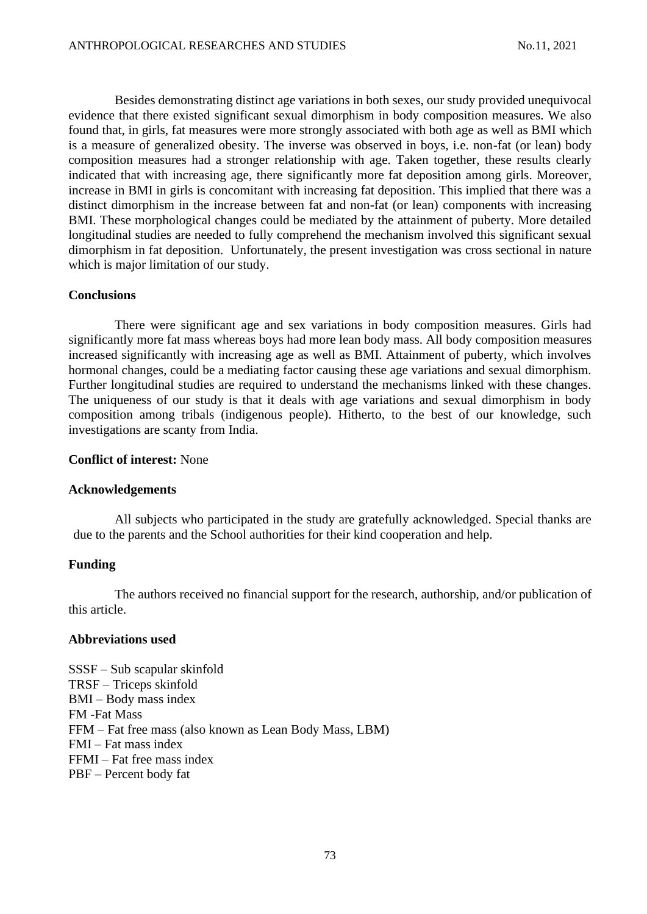Besides demonstrating distinct age variations in both sexes, our study provided unequivocal evidence that there existed significant sexual dimorphism in body composition measures. We also found that, in girls, fat measures were more strongly associated with both age as well as BMI which is a measure of generalized obesity. The inverse was observed in boys, i.e. non-fat (or lean) body composition measures had a stronger relationship with age. Taken together, these results clearly indicated that with increasing age, there significantly more fat deposition among girls. Moreover, increase in BMI in girls is concomitant with increasing fat deposition. This implied that there was a distinct dimorphism in the increase between fat and non-fat (or lean) components with increasing BMI. These morphological changes could be mediated by the attainment of puberty. More detailed longitudinal studies are needed to fully comprehend the mechanism involved this significant sexual dimorphism in fat deposition. Unfortunately, the present investigation was cross sectional in nature which is major limitation of our study.

## Conclusions

There were significant age and sex variations in body composition measures. Girls had significantly more fat mass whereas boys had more lean body mass. All body composition measures increased significantly with increasing age as well as BMI. Attainment of puberty, which involves hormonal changes, could be a mediating factor causing these age variations and sexual dimorphism. Further longitudinal studies are required to understand the mechanisms linked with these changes. The uniqueness of our study is that it deals with age variations and sexual dimorphism in body composition among tribals (indigenous people). Hitherto, to the best of our knowledge, such investigations are scanty from India.

**Conflict of interest:** None

## Acknowledgements

All subjects who participated in the study are gratefully acknowledged. Special thanks are due to the parents and the School authorities for their kind cooperation and help.

## Funding

The authors received no financial support for the research, authorship, and/or publication of this article.

## Abbreviations used

SSSF – Sub scapular skinfold
TRSF – Triceps skinfold
BMI – Body mass index
FM -Fat Mass
FFM – Fat free mass (also known as Lean Body Mass, LBM)
FMI – Fat mass index
FFMI – Fat free mass index
PBF – Percent body fat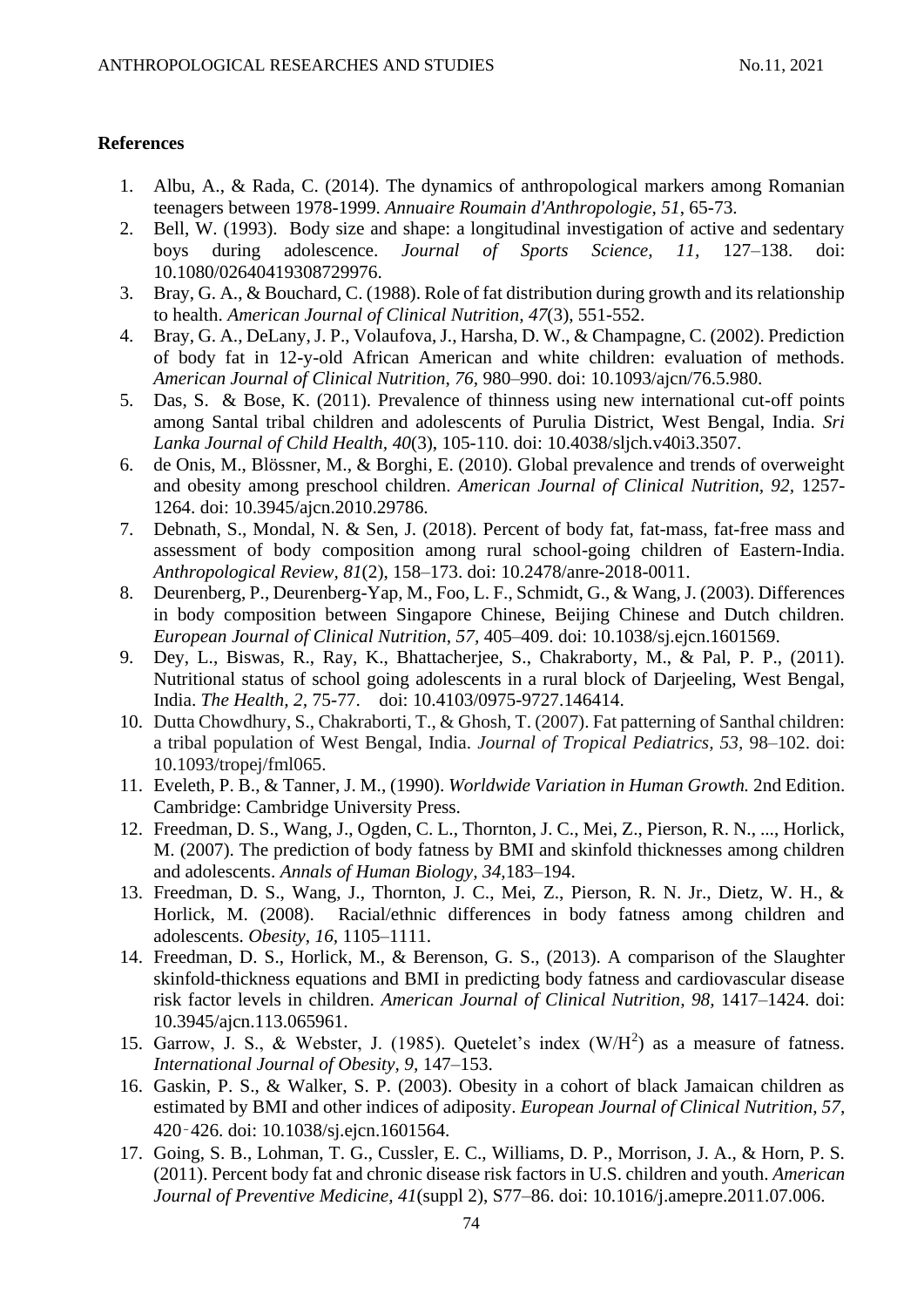## References

1. Albu, A., & Rada, C. (2014). The dynamics of anthropological markers among Romanian teenagers between 1978-1999. *Annuaire Roumain d'Anthropologie*, *51*, 65-73.
2. Bell, W. (1993). Body size and shape: a longitudinal investigation of active and sedentary boys during adolescence. *Journal of Sports Science*, *11*, 127–138. doi: 10.1080/02640419308729976.
3. Bray, G. A., & Bouchard, C. (1988). Role of fat distribution during growth and its relationship to health. *American Journal of Clinical Nutrition, 47*(3), 551-552.
4. Bray, G. A., DeLany, J. P., Volaufova, J., Harsha, D. W., & Champagne, C. (2002). Prediction of body fat in 12-y-old African American and white children: evaluation of methods. *American Journal of Clinical Nutrition*, *76*, 980–990. doi: 10.1093/ajcn/76.5.980.
5. Das, S. & Bose, K. (2011). Prevalence of thinness using new international cut-off points among Santal tribal children and adolescents of Purulia District, West Bengal, India. *Sri Lanka Journal of Child Health, 40*(3), 105-110. doi: 10.4038/sljch.v40i3.3507.
6. de Onis, M., Blössner, M., & Borghi, E. (2010). Global prevalence and trends of overweight and obesity among preschool children. *American Journal of Clinical Nutrition*, *92*, 1257-1264. doi: 10.3945/ajcn.2010.29786.
7. Debnath, S., Mondal, N. & Sen, J. (2018). Percent of body fat, fat-mass, fat-free mass and assessment of body composition among rural school-going children of Eastern-India. *Anthropological Review, 81*(2), 158–173. doi: 10.2478/anre-2018-0011.
8. Deurenberg, P., Deurenberg-Yap, M., Foo, L. F., Schmidt, G., & Wang, J. (2003). Differences in body composition between Singapore Chinese, Beijing Chinese and Dutch children. *European Journal of Clinical Nutrition*, *57*, 405–409. doi: 10.1038/sj.ejcn.1601569.
9. Dey, L., Biswas, R., Ray, K., Bhattacherjee, S., Chakraborty, M., & Pal, P. P., (2011). Nutritional status of school going adolescents in a rural block of Darjeeling, West Bengal, India. *The Health, 2*, 75-77. doi: 10.4103/0975-9727.146414.
10. Dutta Chowdhury, S., Chakraborti, T., & Ghosh, T. (2007). Fat patterning of Santhal children: a tribal population of West Bengal, India. *Journal of Tropical Pediatrics, 53*, 98–102. doi: 10.1093/tropej/fml065.
11. Eveleth, P. B., & Tanner, J. M., (1990). *Worldwide Variation in Human Growth.* 2nd Edition. Cambridge: Cambridge University Press.
12. Freedman, D. S., Wang, J., Ogden, C. L., Thornton, J. C., Mei, Z., Pierson, R. N., ..., Horlick, M. (2007). The prediction of body fatness by BMI and skinfold thicknesses among children and adolescents. *Annals of Human Biology, 34,*183–194.
13. Freedman, D. S., Wang, J., Thornton, J. C., Mei, Z., Pierson, R. N. Jr., Dietz, W. H., & Horlick, M. (2008). Racial/ethnic differences in body fatness among children and adolescents. *Obesity*, *16*, 1105–1111.
14. Freedman, D. S., Horlick, M., & Berenson, G. S., (2013). A comparison of the Slaughter skinfold-thickness equations and BMI in predicting body fatness and cardiovascular disease risk factor levels in children. *American Journal of Clinical Nutrition, 98,* 1417–1424. doi: 10.3945/ajcn.113.065961.
15. Garrow, J. S., & Webster, J. (1985). Quetelet's index ($W/H^2$) as a measure of fatness. *International Journal of Obesity, 9,* 147–153.
16. Gaskin, P. S., & Walker, S. P. (2003). Obesity in a cohort of black Jamaican children as estimated by BMI and other indices of adiposity. *European Journal of Clinical Nutrition*, *57*, 420‑426. doi: 10.1038/sj.ejcn.1601564.
17. Going, S. B., Lohman, T. G., Cussler, E. C., Williams, D. P., Morrison, J. A., & Horn, P. S. (2011). Percent body fat and chronic disease risk factors in U.S. children and youth. *American Journal of Preventive Medicine, 41*(suppl 2), S77–86. doi: 10.1016/j.amepre.2011.07.006.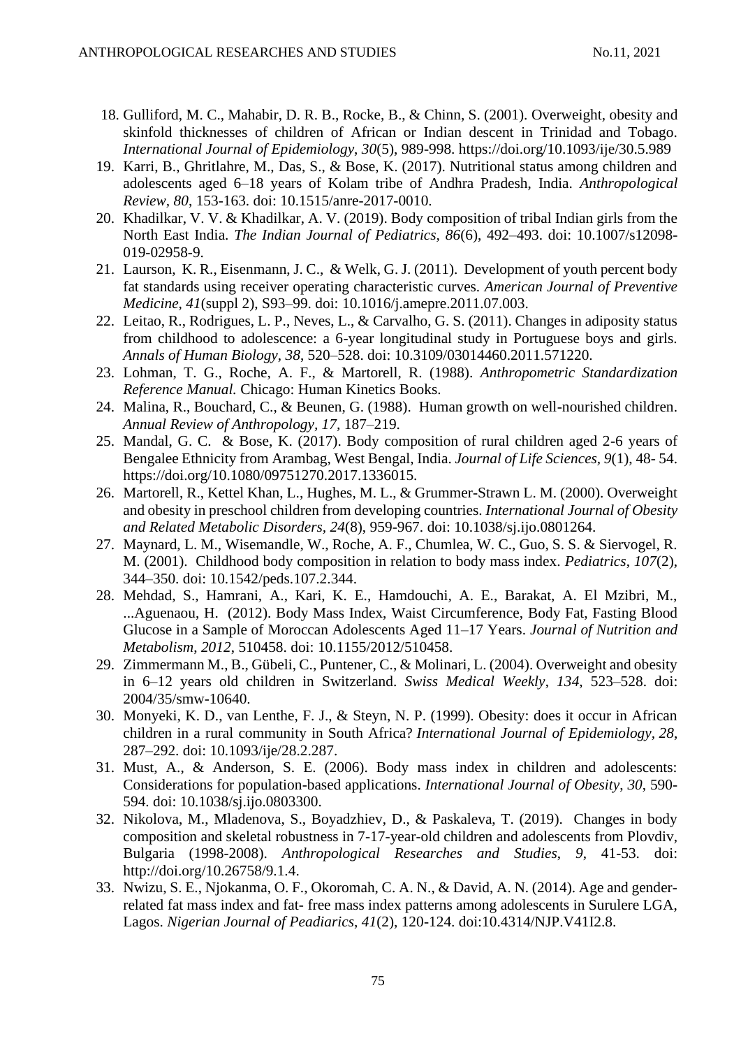18. Gulliford, M. C., Mahabir, D. R. B., Rocke, B., & Chinn, S. (2001). Overweight, obesity and skinfold thicknesses of children of African or Indian descent in Trinidad and Tobago. *International Journal of Epidemiology*, *30*(5), 989-998. https://doi.org/10.1093/ije/30.5.989
19. Karri, B., Ghritlahre, M., Das, S., & Bose, K. (2017). Nutritional status among children and adolescents aged 6–18 years of Kolam tribe of Andhra Pradesh, India. *Anthropological Review, 80*, 153-163. doi: 10.1515/anre-2017-0010.
20. Khadilkar, V. V. & Khadilkar, A. V. (2019). Body composition of tribal Indian girls from the North East India. *The Indian Journal of Pediatrics, 86*(6), 492–493. doi: 10.1007/s12098-019-02958-9.
21. Laurson, K. R., Eisenmann, J. C., & Welk, G. J. (2011). Development of youth percent body fat standards using receiver operating characteristic curves. *American Journal of Preventive Medicine, 41*(suppl 2), S93–99. doi: 10.1016/j.amepre.2011.07.003.
22. Leitao, R., Rodrigues, L. P., Neves, L., & Carvalho, G. S. (2011). Changes in adiposity status from childhood to adolescence: a 6-year longitudinal study in Portuguese boys and girls. *Annals of Human Biology*, *38*, 520–528. doi: 10.3109/03014460.2011.571220.
23. Lohman, T. G., Roche, A. F., & Martorell, R. (1988). *Anthropometric Standardization Reference Manual.* Chicago: Human Kinetics Books.
24. Malina, R., Bouchard, C., & Beunen, G. (1988). Human growth on well-nourished children. *Annual Review of Anthropology, 17*, 187–219.
25. Mandal, G. C. & Bose, K. (2017). Body composition of rural children aged 2-6 years of Bengalee Ethnicity from Arambag, West Bengal, India. *Journal of Life Sciences, 9*(1), 48- 54. https://doi.org/10.1080/09751270.2017.1336015.
26. Martorell, R., Kettel Khan, L., Hughes, M. L., & Grummer-Strawn L. M. (2000). Overweight and obesity in preschool children from developing countries. *International Journal of Obesity and Related Metabolic Disorders, 24*(8), 959-967. doi: 10.1038/sj.ijo.0801264.
27. Maynard, L. M., Wisemandle, W., Roche, A. F., Chumlea, W. C., Guo, S. S. & Siervogel, R. M. (2001). Childhood body composition in relation to body mass index. *Pediatrics*, *107*(2), 344–350. doi: 10.1542/peds.107.2.344.
28. Mehdad, S., Hamrani, A., Kari, K. E., Hamdouchi, A. E., Barakat, A. El Mzibri, M., ...Aguenaou, H. (2012). Body Mass Index, Waist Circumference, Body Fat, Fasting Blood Glucose in a Sample of Moroccan Adolescents Aged 11–17 Years. *Journal of Nutrition and Metabolism*, *2012*, 510458. doi: 10.1155/2012/510458.
29. Zimmermann M., B., Gübeli, C., Puntener, C., & Molinari, L. (2004). Overweight and obesity in 6–12 years old children in Switzerland. *Swiss Medical Weekly*, *134*, 523–528. doi: 2004/35/smw-10640.
30. Monyeki, K. D., van Lenthe, F. J., & Steyn, N. P. (1999). Obesity: does it occur in African children in a rural community in South Africa? *International Journal of Epidemiology, 28*, 287–292. doi: 10.1093/ije/28.2.287.
31. Must, A., & Anderson, S. E. (2006). Body mass index in children and adolescents: Considerations for population-based applications. *International Journal of Obesity*, *30*, 590-594. doi: 10.1038/sj.ijo.0803300.
32. Nikolova, M., Mladenova, S., Boyadzhiev, D., & Paskaleva, T. (2019). Changes in body composition and skeletal robustness in 7-17-year-old children and adolescents from Plovdiv, Bulgaria (1998-2008). *Anthropological Researches and Studies*, *9*, 41-53. doi: http://doi.org/10.26758/9.1.4.
33. Nwizu, S. E., Njokanma, O. F., Okoromah, C. A. N., & David, A. N. (2014). Age and gender-related fat mass index and fat- free mass index patterns among adolescents in Surulere LGA, Lagos. *Nigerian Journal of Peadiarics*, *41*(2), 120-124. doi:10.4314/NJP.V41I2.8.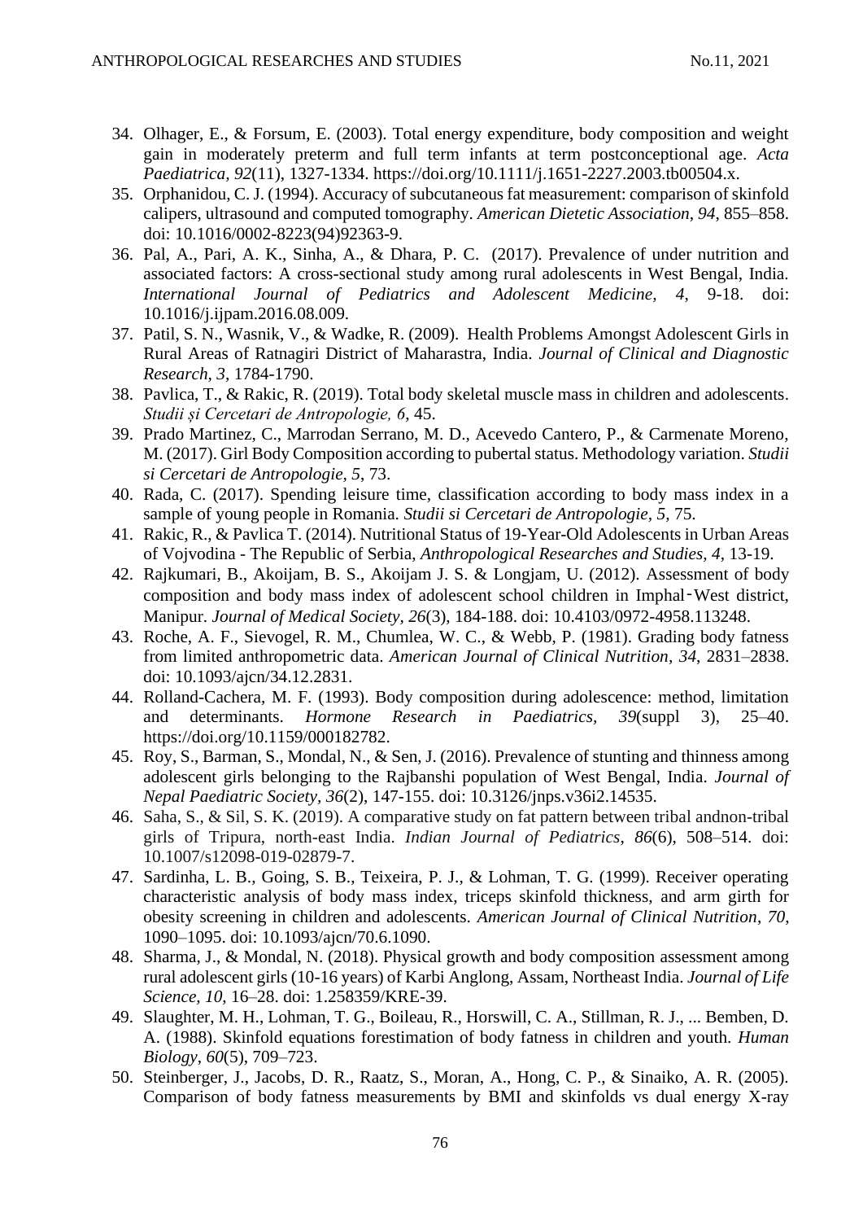34. Olhager, E., & Forsum, E. (2003). Total energy expenditure, body composition and weight gain in moderately preterm and full term infants at term postconceptional age. *Acta Paediatrica, 92*(11), 1327-1334. https://doi.org/10.1111/j.1651-2227.2003.tb00504.x.
35. Orphanidou, C. J. (1994). Accuracy of subcutaneous fat measurement: comparison of skinfold calipers, ultrasound and computed tomography. *American Dietetic Association, 94*, 855–858. doi: 10.1016/0002-8223(94)92363-9.
36. Pal, A., Pari, A. K., Sinha, A., & Dhara, P. C. (2017). Prevalence of under nutrition and associated factors: A cross-sectional study among rural adolescents in West Bengal, India. *International Journal of Pediatrics and Adolescent Medicine, 4*, 9-18. doi: 10.1016/j.ijpam.2016.08.009.
37. Patil, S. N., Wasnik, V., & Wadke, R. (2009). Health Problems Amongst Adolescent Girls in Rural Areas of Ratnagiri District of Maharastra, India. *Journal of Clinical and Diagnostic Research, 3*, 1784-1790.
38. Pavlica, T., & Rakic, R. (2019). Total body skeletal muscle mass in children and adolescents. *Studii și Cercetari de Antropologie, 6*, 45.
39. Prado Martinez, C., Marrodan Serrano, M. D., Acevedo Cantero, P., & Carmenate Moreno, M. (2017). Girl Body Composition according to pubertal status. Methodology variation. *Studii si Cercetari de Antropologie, 5*, 73.
40. Rada, C. (2017). Spending leisure time, classification according to body mass index in a sample of young people in Romania. *Studii si Cercetari de Antropologie, 5,* 75.
41. Rakic, R., & Pavlica T. (2014). Nutritional Status of 19-Year-Old Adolescents in Urban Areas of Vojvodina - The Republic of Serbia, *Anthropological Researches and Studies, 4*, 13-19.
42. Rajkumari, B., Akoijam, B. S., Akoijam J. S. & Longjam, U. (2012). Assessment of body composition and body mass index of adolescent school children in Imphal‑West district, Manipur. *Journal of Medical Society, 26*(3), 184-188. doi: 10.4103/0972-4958.113248.
43. Roche, A. F., Sievogel, R. M., Chumlea, W. C., & Webb, P. (1981). Grading body fatness from limited anthropometric data. *American Journal of Clinical Nutrition, 34*, 2831–2838. doi: 10.1093/ajcn/34.12.2831.
44. Rolland-Cachera, M. F. (1993). Body composition during adolescence: method, limitation and determinants. *Hormone Research in Paediatrics, 39*(suppl 3), 25–40. https://doi.org/10.1159/000182782.
45. Roy, S., Barman, S., Mondal, N., & Sen, J. (2016). Prevalence of stunting and thinness among adolescent girls belonging to the Rajbanshi population of West Bengal, India. *Journal of Nepal Paediatric Society, 36*(2), 147-155. doi: 10.3126/jnps.v36i2.14535.
46. Saha, S., & Sil, S. K. (2019). A comparative study on fat pattern between tribal andnon-tribal girls of Tripura, north-east India. *Indian Journal of Pediatrics*, *86*(6), 508–514. doi: 10.1007/s12098-019-02879-7.
47. Sardinha, L. B., Going, S. B., Teixeira, P. J., & Lohman, T. G. (1999). Receiver operating characteristic analysis of body mass index, triceps skinfold thickness, and arm girth for obesity screening in children and adolescents. *American Journal of Clinical Nutrition, 70*, 1090–1095. doi: 10.1093/ajcn/70.6.1090.
48. Sharma, J., & Mondal, N. (2018). Physical growth and body composition assessment among rural adolescent girls (10-16 years) of Karbi Anglong, Assam, Northeast India. *Journal of Life Science, 10*, 16–28. doi: 1.258359/KRE-39.
49. Slaughter, M. H., Lohman, T. G., Boileau, R., Horswill, C. A., Stillman, R. J., ... Bemben, D. A. (1988). Skinfold equations forestimation of body fatness in children and youth. *Human Biology*, *60*(5), 709–723.
50. Steinberger, J., Jacobs, D. R., Raatz, S., Moran, A., Hong, C. P., & Sinaiko, A. R. (2005). Comparison of body fatness measurements by BMI and skinfolds vs dual energy X-ray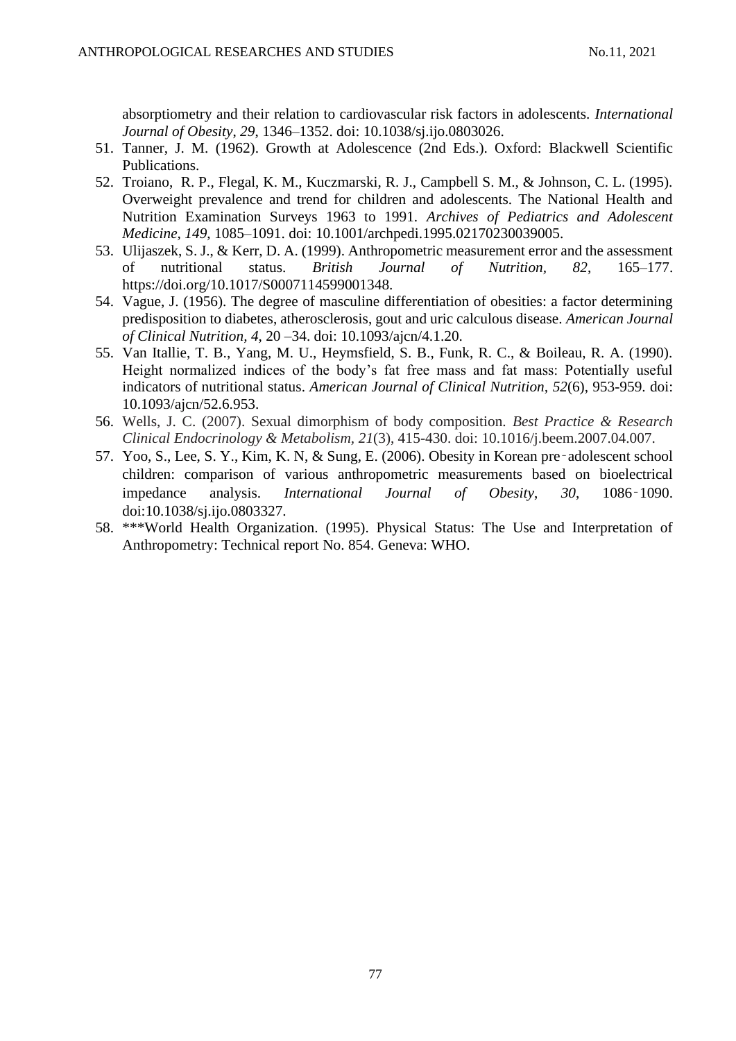absorptiometry and their relation to cardiovascular risk factors in adolescents. *International Journal of Obesity*, *29*, 1346–1352. doi: 10.1038/sj.ijo.0803026.

51. Tanner, J. M. (1962). Growth at Adolescence (2nd Eds.). Oxford: Blackwell Scientific Publications.
52. Troiano, R. P., Flegal, K. M., Kuczmarski, R. J., Campbell S. M., & Johnson, C. L. (1995). Overweight prevalence and trend for children and adolescents. The National Health and Nutrition Examination Surveys 1963 to 1991. *Archives of Pediatrics and Adolescent Medicine*, *149*, 1085–1091. doi: 10.1001/archpedi.1995.02170230039005.
53. Ulijaszek, S. J., & Kerr, D. A. (1999). Anthropometric measurement error and the assessment of nutritional status. *British Journal of Nutrition*, *82*, 165–177. https://doi.org/10.1017/S0007114599001348.
54. Vague, J. (1956). The degree of masculine differentiation of obesities: a factor determining predisposition to diabetes, atherosclerosis, gout and uric calculous disease. *American Journal of Clinical Nutrition*, *4*, 20 –34. doi: 10.1093/ajcn/4.1.20.
55. Van Itallie, T. B., Yang, M. U., Heymsfield, S. B., Funk, R. C., & Boileau, R. A. (1990). Height normalized indices of the body's fat free mass and fat mass: Potentially useful indicators of nutritional status. *American Journal of Clinical Nutrition*, *52*(6), 953-959. doi: 10.1093/ajcn/52.6.953.
56. Wells, J. C. (2007). Sexual dimorphism of body composition. *Best Practice & Research Clinical Endocrinology & Metabolism, 21*(3), 415-430. doi: 10.1016/j.beem.2007.04.007.
57. Yoo, S., Lee, S. Y., Kim, K. N, & Sung, E. (2006). Obesity in Korean pre‐adolescent school children: comparison of various anthropometric measurements based on bioelectrical impedance analysis. *International Journal of Obesity*, *30*, 1086‐1090. doi:10.1038/sj.ijo.0803327.
58. ***World Health Organization. (1995). Physical Status: The Use and Interpretation of Anthropometry: Technical report No. 854. Geneva: WHO.